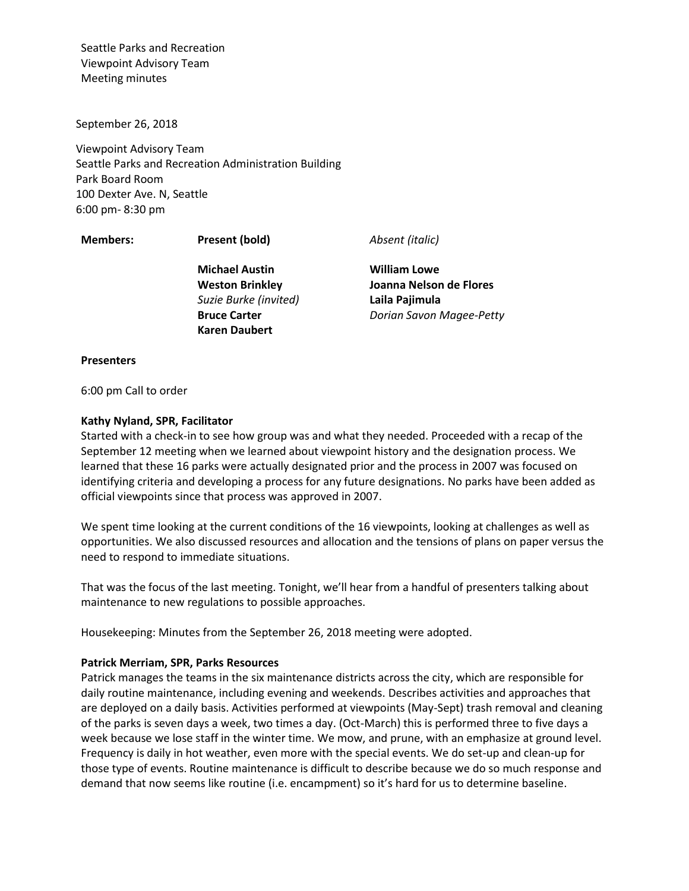Seattle Parks and Recreation
Viewpoint Advisory Team
Meeting minutes

September 26, 2018

Viewpoint Advisory Team
Seattle Parks and Recreation Administration Building
Park Board Room
100 Dexter Ave. N, Seattle
6:00 pm- 8:30 pm

| **Members:** | **Present (bold)** | *Absent (italic)* |
|---|---|---|
| | **Michael Austin** | **William Lowe** |
| | **Weston Brinkley** | **Joanna Nelson de Flores** |
| | *Suzie Burke (invited)* | **Laila Pajimula** |
| | **Bruce Carter** | *Dorian Savon Magee-Petty* |
| | **Karen Daubert** | |

**Presenters**

6:00 pm Call to order

**Kathy Nyland, SPR, Facilitator**

Started with a check-in to see how group was and what they needed. Proceeded with a recap of the September 12 meeting when we learned about viewpoint history and the designation process. We learned that these 16 parks were actually designated prior and the process in 2007 was focused on identifying criteria and developing a process for any future designations. No parks have been added as official viewpoints since that process was approved in 2007.

We spent time looking at the current conditions of the 16 viewpoints, looking at challenges as well as opportunities. We also discussed resources and allocation and the tensions of plans on paper versus the need to respond to immediate situations.

That was the focus of the last meeting. Tonight, we'll hear from a handful of presenters talking about maintenance to new regulations to possible approaches.

Housekeeping: Minutes from the September 26, 2018 meeting were adopted.

**Patrick Merriam, SPR, Parks Resources**

Patrick manages the teams in the six maintenance districts across the city, which are responsible for daily routine maintenance, including evening and weekends. Describes activities and approaches that are deployed on a daily basis. Activities performed at viewpoints (May-Sept) trash removal and cleaning of the parks is seven days a week, two times a day. (Oct-March) this is performed three to five days a week because we lose staff in the winter time. We mow, and prune, with an emphasize at ground level. Frequency is daily in hot weather, even more with the special events. We do set-up and clean-up for those type of events. Routine maintenance is difficult to describe because we do so much response and demand that now seems like routine (i.e. encampment) so it's hard for us to determine baseline.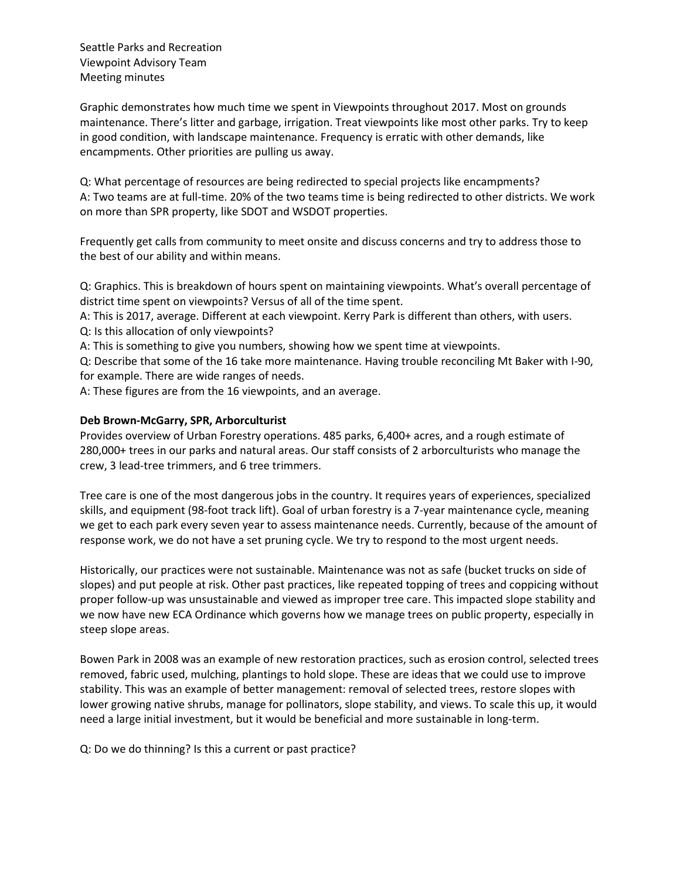Seattle Parks and Recreation
Viewpoint Advisory Team
Meeting minutes

Graphic demonstrates how much time we spent in Viewpoints throughout 2017. Most on grounds maintenance. There's litter and garbage, irrigation. Treat viewpoints like most other parks. Try to keep in good condition, with landscape maintenance. Frequency is erratic with other demands, like encampments. Other priorities are pulling us away.

Q: What percentage of resources are being redirected to special projects like encampments?
A: Two teams are at full-time. 20% of the two teams time is being redirected to other districts. We work on more than SPR property, like SDOT and WSDOT properties.

Frequently get calls from community to meet onsite and discuss concerns and try to address those to the best of our ability and within means.

Q: Graphics. This is breakdown of hours spent on maintaining viewpoints. What's overall percentage of district time spent on viewpoints? Versus of all of the time spent.
A: This is 2017, average. Different at each viewpoint. Kerry Park is different than others, with users.
Q: Is this allocation of only viewpoints?
A: This is something to give you numbers, showing how we spent time at viewpoints.
Q: Describe that some of the 16 take more maintenance. Having trouble reconciling Mt Baker with I-90, for example. There are wide ranges of needs.
A: These figures are from the 16 viewpoints, and an average.

**Deb Brown-McGarry, SPR, Arborculturist**

Provides overview of Urban Forestry operations. 485 parks, 6,400+ acres, and a rough estimate of 280,000+ trees in our parks and natural areas. Our staff consists of 2 arborculturists who manage the crew, 3 lead-tree trimmers, and 6 tree trimmers.

Tree care is one of the most dangerous jobs in the country. It requires years of experiences, specialized skills, and equipment (98-foot track lift). Goal of urban forestry is a 7-year maintenance cycle, meaning we get to each park every seven year to assess maintenance needs. Currently, because of the amount of response work, we do not have a set pruning cycle. We try to respond to the most urgent needs.

Historically, our practices were not sustainable. Maintenance was not as safe (bucket trucks on side of slopes) and put people at risk. Other past practices, like repeated topping of trees and coppicing without proper follow-up was unsustainable and viewed as improper tree care. This impacted slope stability and we now have new ECA Ordinance which governs how we manage trees on public property, especially in steep slope areas.

Bowen Park in 2008 was an example of new restoration practices, such as erosion control, selected trees removed, fabric used, mulching, plantings to hold slope. These are ideas that we could use to improve stability. This was an example of better management: removal of selected trees, restore slopes with lower growing native shrubs, manage for pollinators, slope stability, and views. To scale this up, it would need a large initial investment, but it would be beneficial and more sustainable in long-term.

Q: Do we do thinning? Is this a current or past practice?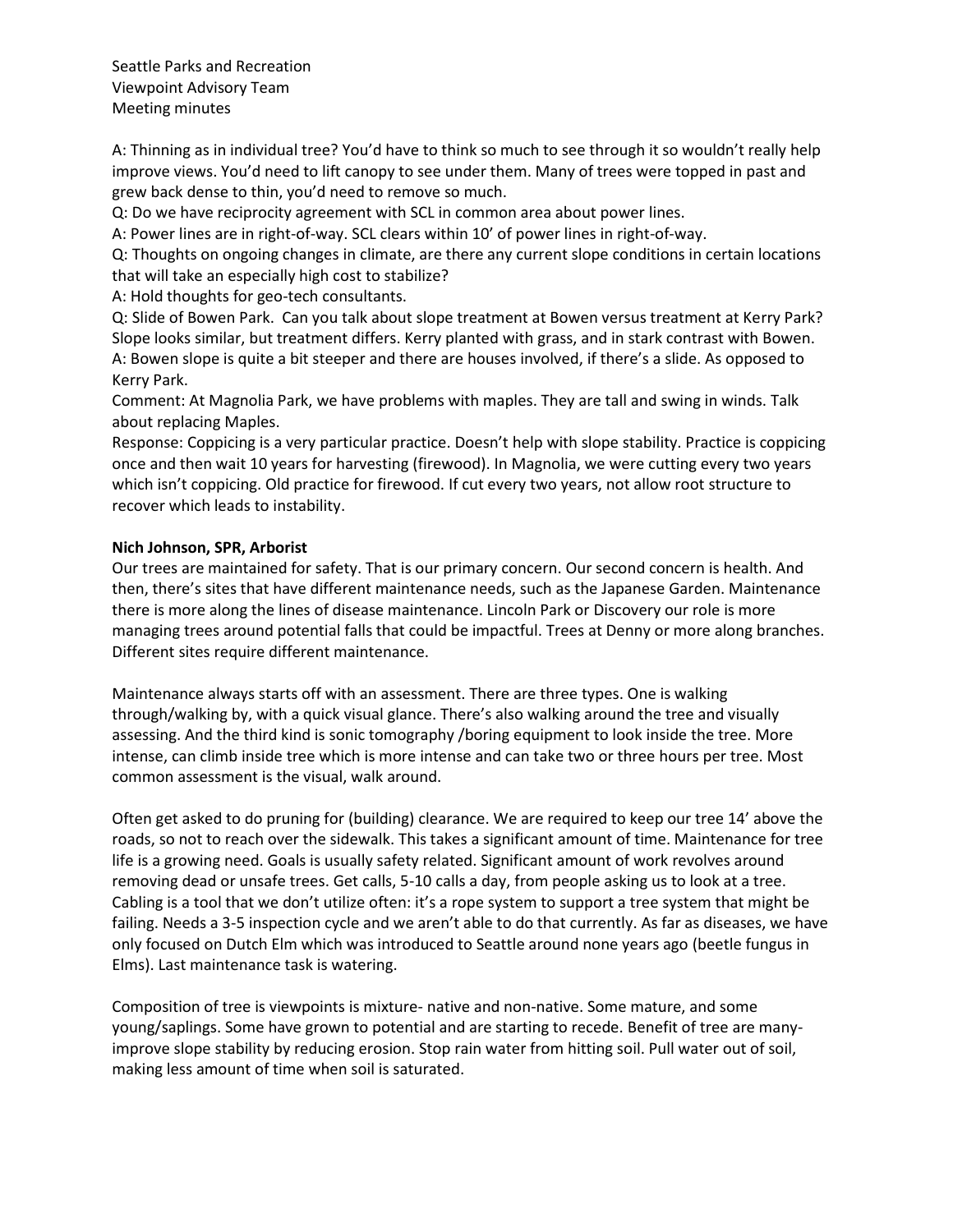Seattle Parks and Recreation
Viewpoint Advisory Team
Meeting minutes

A: Thinning as in individual tree? You'd have to think so much to see through it so wouldn't really help improve views. You'd need to lift canopy to see under them. Many of trees were topped in past and grew back dense to thin, you'd need to remove so much.

Q: Do we have reciprocity agreement with SCL in common area about power lines.

A: Power lines are in right-of-way. SCL clears within 10' of power lines in right-of-way.

Q: Thoughts on ongoing changes in climate, are there any current slope conditions in certain locations that will take an especially high cost to stabilize?

A: Hold thoughts for geo-tech consultants.

Q: Slide of Bowen Park. Can you talk about slope treatment at Bowen versus treatment at Kerry Park? Slope looks similar, but treatment differs. Kerry planted with grass, and in stark contrast with Bowen.

A: Bowen slope is quite a bit steeper and there are houses involved, if there's a slide. As opposed to Kerry Park.

Comment: At Magnolia Park, we have problems with maples. They are tall and swing in winds. Talk about replacing Maples.

Response: Coppicing is a very particular practice. Doesn't help with slope stability. Practice is coppicing once and then wait 10 years for harvesting (firewood). In Magnolia, we were cutting every two years which isn't coppicing. Old practice for firewood. If cut every two years, not allow root structure to recover which leads to instability.

**Nich Johnson, SPR, Arborist**

Our trees are maintained for safety. That is our primary concern. Our second concern is health. And then, there's sites that have different maintenance needs, such as the Japanese Garden. Maintenance there is more along the lines of disease maintenance. Lincoln Park or Discovery our role is more managing trees around potential falls that could be impactful. Trees at Denny or more along branches. Different sites require different maintenance.

Maintenance always starts off with an assessment. There are three types. One is walking through/walking by, with a quick visual glance. There's also walking around the tree and visually assessing. And the third kind is sonic tomography /boring equipment to look inside the tree. More intense, can climb inside tree which is more intense and can take two or three hours per tree. Most common assessment is the visual, walk around.

Often get asked to do pruning for (building) clearance. We are required to keep our tree 14' above the roads, so not to reach over the sidewalk. This takes a significant amount of time. Maintenance for tree life is a growing need. Goals is usually safety related. Significant amount of work revolves around removing dead or unsafe trees. Get calls, 5-10 calls a day, from people asking us to look at a tree. Cabling is a tool that we don't utilize often: it's a rope system to support a tree system that might be failing. Needs a 3-5 inspection cycle and we aren't able to do that currently. As far as diseases, we have only focused on Dutch Elm which was introduced to Seattle around none years ago (beetle fungus in Elms). Last maintenance task is watering.

Composition of tree is viewpoints is mixture- native and non-native. Some mature, and some young/saplings. Some have grown to potential and are starting to recede. Benefit of tree are many- improve slope stability by reducing erosion. Stop rain water from hitting soil. Pull water out of soil, making less amount of time when soil is saturated.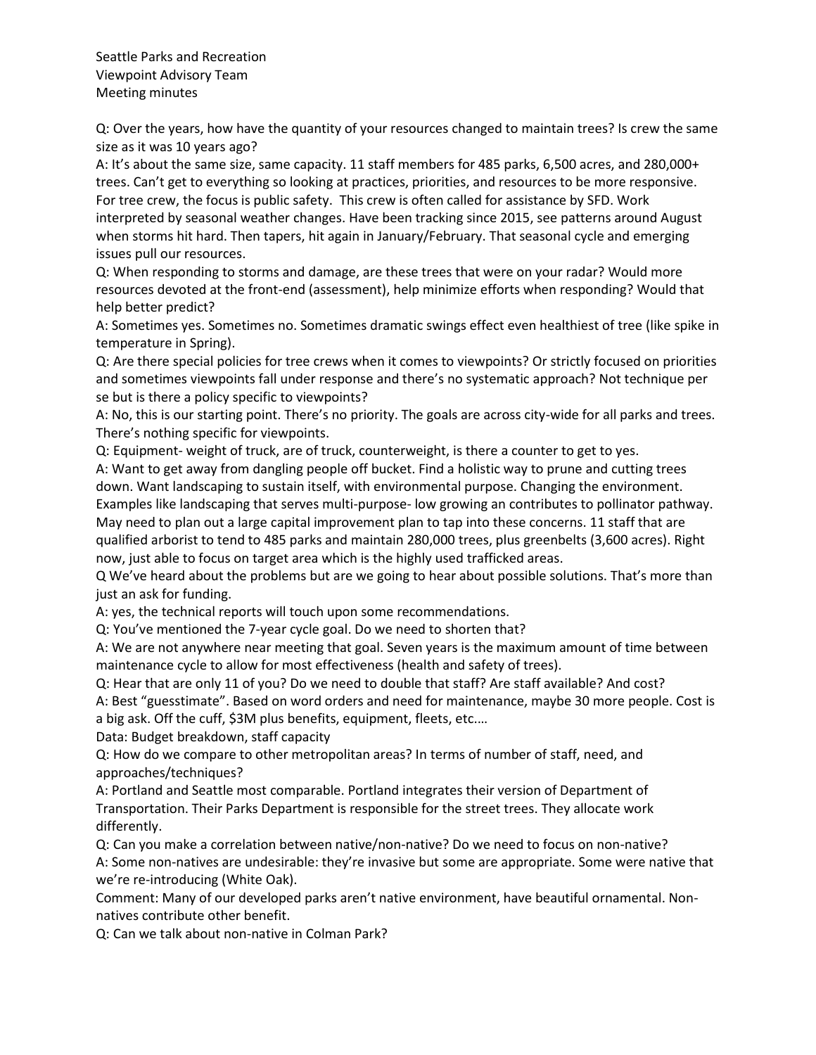Seattle Parks and Recreation
Viewpoint Advisory Team
Meeting minutes

Q: Over the years, how have the quantity of your resources changed to maintain trees? Is crew the same size as it was 10 years ago?

A: It's about the same size, same capacity. 11 staff members for 485 parks, 6,500 acres, and 280,000+ trees. Can't get to everything so looking at practices, priorities, and resources to be more responsive. For tree crew, the focus is public safety. This crew is often called for assistance by SFD. Work interpreted by seasonal weather changes. Have been tracking since 2015, see patterns around August when storms hit hard. Then tapers, hit again in January/February. That seasonal cycle and emerging issues pull our resources.

Q: When responding to storms and damage, are these trees that were on your radar? Would more resources devoted at the front-end (assessment), help minimize efforts when responding? Would that help better predict?

A: Sometimes yes. Sometimes no. Sometimes dramatic swings effect even healthiest of tree (like spike in temperature in Spring).

Q: Are there special policies for tree crews when it comes to viewpoints? Or strictly focused on priorities and sometimes viewpoints fall under response and there's no systematic approach? Not technique per se but is there a policy specific to viewpoints?

A: No, this is our starting point. There's no priority. The goals are across city-wide for all parks and trees. There's nothing specific for viewpoints.

Q: Equipment- weight of truck, are of truck, counterweight, is there a counter to get to yes.

A: Want to get away from dangling people off bucket. Find a holistic way to prune and cutting trees down. Want landscaping to sustain itself, with environmental purpose. Changing the environment. Examples like landscaping that serves multi-purpose- low growing an contributes to pollinator pathway. May need to plan out a large capital improvement plan to tap into these concerns. 11 staff that are qualified arborist to tend to 485 parks and maintain 280,000 trees, plus greenbelts (3,600 acres). Right now, just able to focus on target area which is the highly used trafficked areas.

Q We've heard about the problems but are we going to hear about possible solutions. That's more than just an ask for funding.

A: yes, the technical reports will touch upon some recommendations.

Q: You've mentioned the 7-year cycle goal. Do we need to shorten that?

A: We are not anywhere near meeting that goal. Seven years is the maximum amount of time between maintenance cycle to allow for most effectiveness (health and safety of trees).

Q: Hear that are only 11 of you? Do we need to double that staff? Are staff available? And cost?

A: Best "guesstimate". Based on word orders and need for maintenance, maybe 30 more people. Cost is a big ask. Off the cuff, $3M plus benefits, equipment, fleets, etc.…

Data: Budget breakdown, staff capacity

Q: How do we compare to other metropolitan areas? In terms of number of staff, need, and approaches/techniques?

A: Portland and Seattle most comparable. Portland integrates their version of Department of Transportation. Their Parks Department is responsible for the street trees. They allocate work differently.

Q: Can you make a correlation between native/non-native? Do we need to focus on non-native?

A: Some non-natives are undesirable: they're invasive but some are appropriate. Some were native that we're re-introducing (White Oak).

Comment: Many of our developed parks aren't native environment, have beautiful ornamental. Non-natives contribute other benefit.

Q: Can we talk about non-native in Colman Park?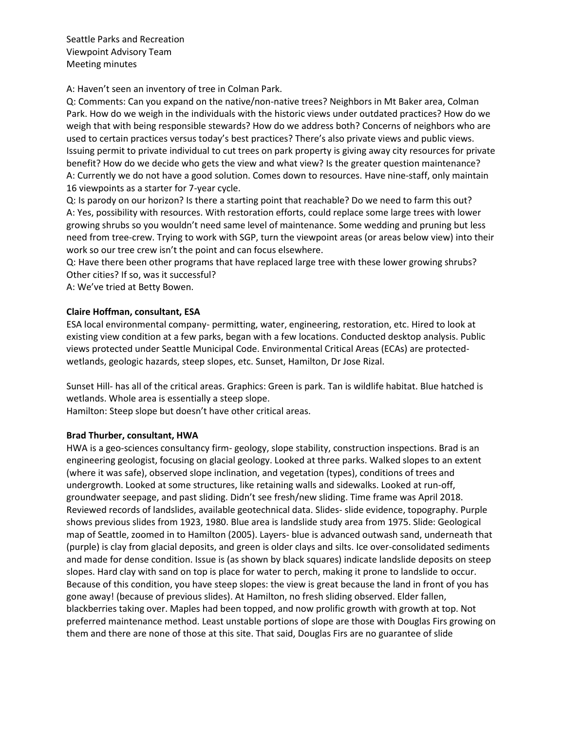Seattle Parks and Recreation
Viewpoint Advisory Team
Meeting minutes

A: Haven't seen an inventory of tree in Colman Park.

Q: Comments: Can you expand on the native/non-native trees? Neighbors in Mt Baker area, Colman Park. How do we weigh in the individuals with the historic views under outdated practices? How do we weigh that with being responsible stewards? How do we address both? Concerns of neighbors who are used to certain practices versus today's best practices? There's also private views and public views. Issuing permit to private individual to cut trees on park property is giving away city resources for private benefit? How do we decide who gets the view and what view? Is the greater question maintenance?

A: Currently we do not have a good solution. Comes down to resources. Have nine-staff, only maintain 16 viewpoints as a starter for 7-year cycle.

Q: Is parody on our horizon? Is there a starting point that reachable? Do we need to farm this out?

A: Yes, possibility with resources. With restoration efforts, could replace some large trees with lower growing shrubs so you wouldn't need same level of maintenance. Some wedding and pruning but less need from tree-crew. Trying to work with SGP, turn the viewpoint areas (or areas below view) into their work so our tree crew isn't the point and can focus elsewhere.

Q: Have there been other programs that have replaced large tree with these lower growing shrubs? Other cities? If so, was it successful?

A: We've tried at Betty Bowen.

**Claire Hoffman, consultant, ESA**

ESA local environmental company- permitting, water, engineering, restoration, etc. Hired to look at existing view condition at a few parks, began with a few locations. Conducted desktop analysis. Public views protected under Seattle Municipal Code. Environmental Critical Areas (ECAs) are protected- wetlands, geologic hazards, steep slopes, etc. Sunset, Hamilton, Dr Jose Rizal.

Sunset Hill- has all of the critical areas. Graphics: Green is park. Tan is wildlife habitat. Blue hatched is wetlands. Whole area is essentially a steep slope.
Hamilton: Steep slope but doesn't have other critical areas.

**Brad Thurber, consultant, HWA**

HWA is a geo-sciences consultancy firm- geology, slope stability, construction inspections. Brad is an engineering geologist, focusing on glacial geology. Looked at three parks. Walked slopes to an extent (where it was safe), observed slope inclination, and vegetation (types), conditions of trees and undergrowth. Looked at some structures, like retaining walls and sidewalks. Looked at run-off, groundwater seepage, and past sliding. Didn't see fresh/new sliding. Time frame was April 2018. Reviewed records of landslides, available geotechnical data. Slides- slide evidence, topography. Purple shows previous slides from 1923, 1980. Blue area is landslide study area from 1975. Slide: Geological map of Seattle, zoomed in to Hamilton (2005). Layers- blue is advanced outwash sand, underneath that (purple) is clay from glacial deposits, and green is older clays and silts. Ice over-consolidated sediments and made for dense condition. Issue is (as shown by black squares) indicate landslide deposits on steep slopes. Hard clay with sand on top is place for water to perch, making it prone to landslide to occur. Because of this condition, you have steep slopes: the view is great because the land in front of you has gone away! (because of previous slides). At Hamilton, no fresh sliding observed. Elder fallen, blackberries taking over. Maples had been topped, and now prolific growth with growth at top. Not preferred maintenance method. Least unstable portions of slope are those with Douglas Firs growing on them and there are none of those at this site. That said, Douglas Firs are no guarantee of slide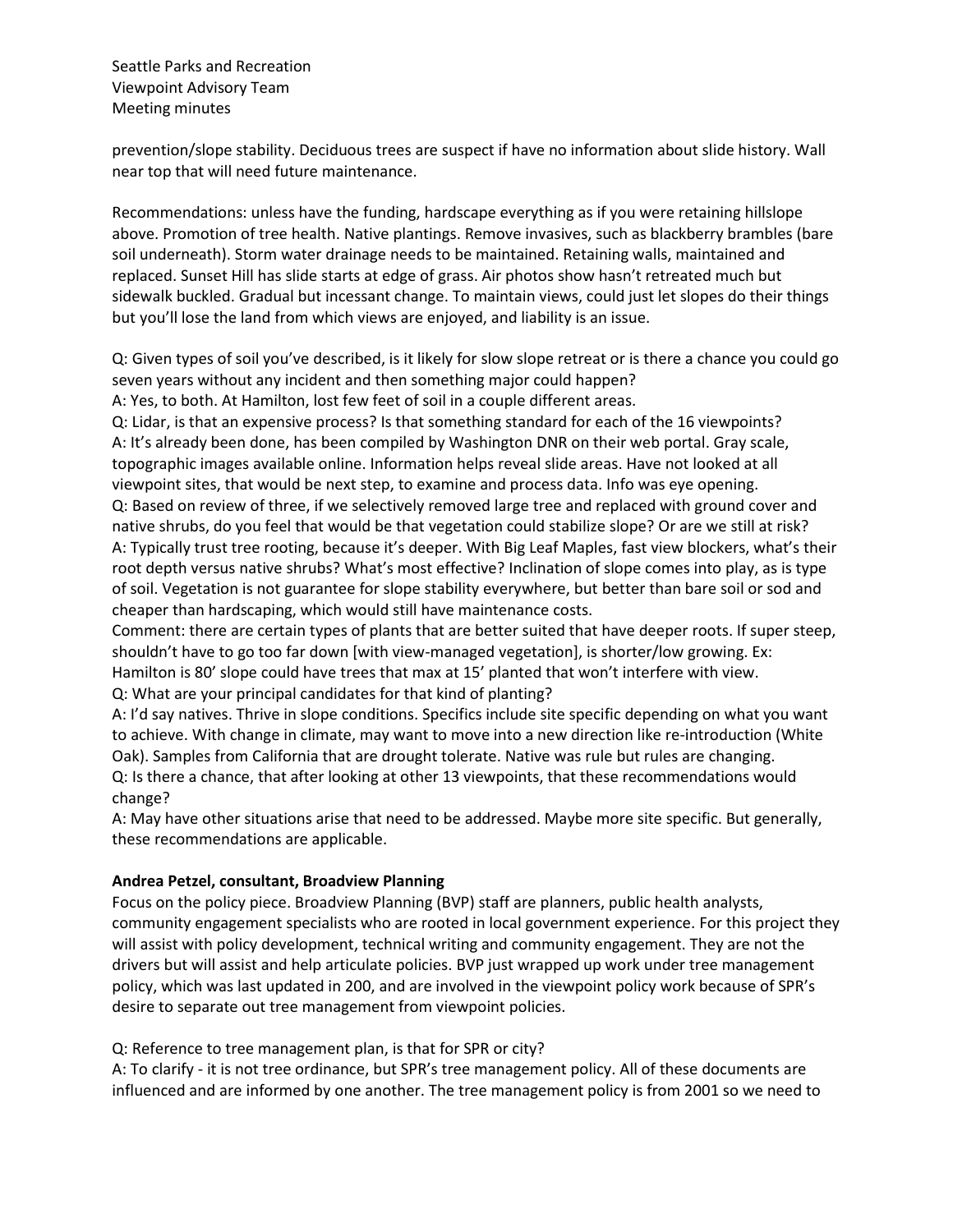prevention/slope stability. Deciduous trees are suspect if have no information about slide history. Wall near top that will need future maintenance.

Recommendations: unless have the funding, hardscape everything as if you were retaining hillslope above. Promotion of tree health. Native plantings. Remove invasives, such as blackberry brambles (bare soil underneath). Storm water drainage needs to be maintained. Retaining walls, maintained and replaced. Sunset Hill has slide starts at edge of grass. Air photos show hasn't retreated much but sidewalk buckled. Gradual but incessant change. To maintain views, could just let slopes do their things but you'll lose the land from which views are enjoyed, and liability is an issue.

Q: Given types of soil you've described, is it likely for slow slope retreat or is there a chance you could go seven years without any incident and then something major could happen?
A: Yes, to both. At Hamilton, lost few feet of soil in a couple different areas.
Q: Lidar, is that an expensive process? Is that something standard for each of the 16 viewpoints?
A: It's already been done, has been compiled by Washington DNR on their web portal. Gray scale, topographic images available online. Information helps reveal slide areas. Have not looked at all viewpoint sites, that would be next step, to examine and process data. Info was eye opening.
Q: Based on review of three, if we selectively removed large tree and replaced with ground cover and native shrubs, do you feel that would be that vegetation could stabilize slope? Or are we still at risk?
A: Typically trust tree rooting, because it's deeper. With Big Leaf Maples, fast view blockers, what's their root depth versus native shrubs? What's most effective? Inclination of slope comes into play, as is type of soil. Vegetation is not guarantee for slope stability everywhere, but better than bare soil or sod and cheaper than hardscaping, which would still have maintenance costs.
Comment: there are certain types of plants that are better suited that have deeper roots. If super steep, shouldn't have to go too far down [with view-managed vegetation], is shorter/low growing. Ex: Hamilton is 80' slope could have trees that max at 15' planted that won't interfere with view.
Q: What are your principal candidates for that kind of planting?
A: I'd say natives. Thrive in slope conditions. Specifics include site specific depending on what you want to achieve. With change in climate, may want to move into a new direction like re-introduction (White Oak). Samples from California that are drought tolerate. Native was rule but rules are changing.
Q: Is there a chance, that after looking at other 13 viewpoints, that these recommendations would change?
A: May have other situations arise that need to be addressed. Maybe more site specific. But generally, these recommendations are applicable.

**Andrea Petzel, consultant, Broadview Planning**

Focus on the policy piece. Broadview Planning (BVP) staff are planners, public health analysts, community engagement specialists who are rooted in local government experience. For this project they will assist with policy development, technical writing and community engagement. They are not the drivers but will assist and help articulate policies. BVP just wrapped up work under tree management policy, which was last updated in 200, and are involved in the viewpoint policy work because of SPR's desire to separate out tree management from viewpoint policies.

Q: Reference to tree management plan, is that for SPR or city?
A: To clarify - it is not tree ordinance, but SPR's tree management policy. All of these documents are influenced and are informed by one another. The tree management policy is from 2001 so we need to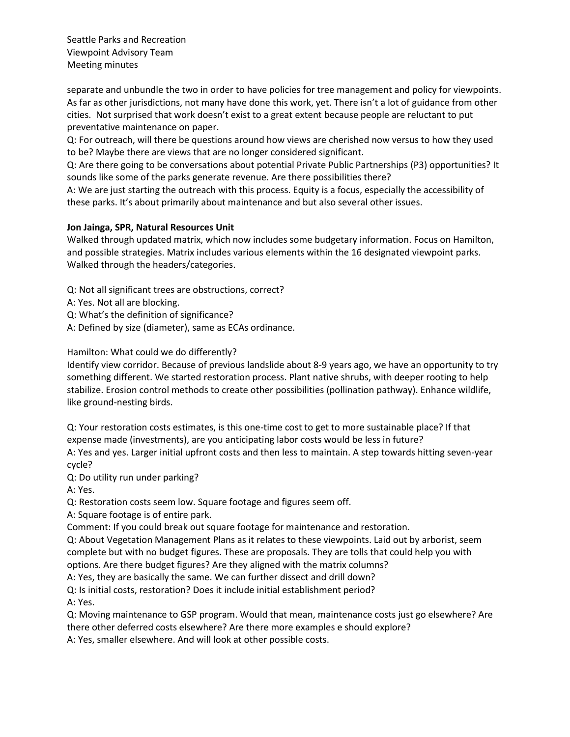separate and unbundle the two in order to have policies for tree management and policy for viewpoints. As far as other jurisdictions, not many have done this work, yet. There isn't a lot of guidance from other cities. Not surprised that work doesn't exist to a great extent because people are reluctant to put preventative maintenance on paper.

Q: For outreach, will there be questions around how views are cherished now versus to how they used to be? Maybe there are views that are no longer considered significant.

Q: Are there going to be conversations about potential Private Public Partnerships (P3) opportunities? It sounds like some of the parks generate revenue. Are there possibilities there?

A: We are just starting the outreach with this process. Equity is a focus, especially the accessibility of these parks. It's about primarily about maintenance and but also several other issues.

**Jon Jainga, SPR, Natural Resources Unit**

Walked through updated matrix, which now includes some budgetary information. Focus on Hamilton, and possible strategies. Matrix includes various elements within the 16 designated viewpoint parks. Walked through the headers/categories.

Q: Not all significant trees are obstructions, correct?

A: Yes. Not all are blocking.

Q: What's the definition of significance?

A: Defined by size (diameter), same as ECAs ordinance.

Hamilton: What could we do differently?

Identify view corridor. Because of previous landslide about 8-9 years ago, we have an opportunity to try something different. We started restoration process. Plant native shrubs, with deeper rooting to help stabilize. Erosion control methods to create other possibilities (pollination pathway). Enhance wildlife, like ground-nesting birds.

Q: Your restoration costs estimates, is this one-time cost to get to more sustainable place? If that expense made (investments), are you anticipating labor costs would be less in future?

A: Yes and yes. Larger initial upfront costs and then less to maintain. A step towards hitting seven-year cycle?

Q: Do utility run under parking?

A: Yes.

Q: Restoration costs seem low. Square footage and figures seem off.

A: Square footage is of entire park.

Comment: If you could break out square footage for maintenance and restoration.

Q: About Vegetation Management Plans as it relates to these viewpoints. Laid out by arborist, seem complete but with no budget figures. These are proposals. They are tolls that could help you with options. Are there budget figures? Are they aligned with the matrix columns?

A: Yes, they are basically the same. We can further dissect and drill down?

Q: Is initial costs, restoration? Does it include initial establishment period?

A: Yes.

Q: Moving maintenance to GSP program. Would that mean, maintenance costs just go elsewhere? Are there other deferred costs elsewhere? Are there more examples e should explore?

A: Yes, smaller elsewhere. And will look at other possible costs.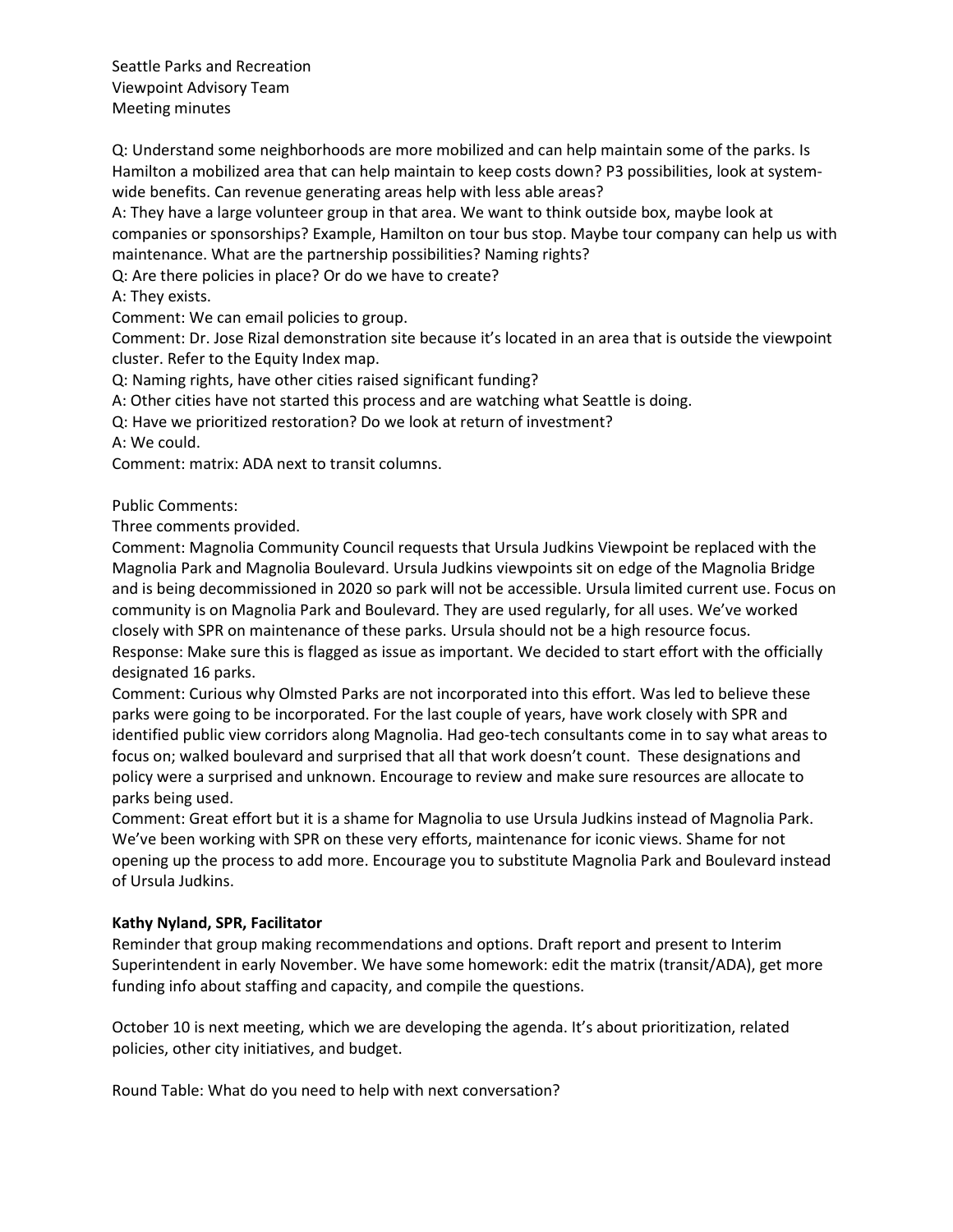Seattle Parks and Recreation
Viewpoint Advisory Team
Meeting minutes

Q: Understand some neighborhoods are more mobilized and can help maintain some of the parks. Is Hamilton a mobilized area that can help maintain to keep costs down? P3 possibilities, look at system-wide benefits. Can revenue generating areas help with less able areas?
A: They have a large volunteer group in that area. We want to think outside box, maybe look at companies or sponsorships? Example, Hamilton on tour bus stop. Maybe tour company can help us with maintenance. What are the partnership possibilities? Naming rights?
Q: Are there policies in place? Or do we have to create?
A: They exists.
Comment: We can email policies to group.
Comment: Dr. Jose Rizal demonstration site because it's located in an area that is outside the viewpoint cluster. Refer to the Equity Index map.
Q: Naming rights, have other cities raised significant funding?
A: Other cities have not started this process and are watching what Seattle is doing.
Q: Have we prioritized restoration? Do we look at return of investment?
A: We could.
Comment: matrix: ADA next to transit columns.

Public Comments:
Three comments provided.
Comment: Magnolia Community Council requests that Ursula Judkins Viewpoint be replaced with the Magnolia Park and Magnolia Boulevard. Ursula Judkins viewpoints sit on edge of the Magnolia Bridge and is being decommissioned in 2020 so park will not be accessible. Ursula limited current use. Focus on community is on Magnolia Park and Boulevard. They are used regularly, for all uses. We've worked closely with SPR on maintenance of these parks. Ursula should not be a high resource focus.
Response: Make sure this is flagged as issue as important. We decided to start effort with the officially designated 16 parks.
Comment: Curious why Olmsted Parks are not incorporated into this effort. Was led to believe these parks were going to be incorporated. For the last couple of years, have work closely with SPR and identified public view corridors along Magnolia. Had geo-tech consultants come in to say what areas to focus on; walked boulevard and surprised that all that work doesn't count. These designations and policy were a surprised and unknown. Encourage to review and make sure resources are allocate to parks being used.
Comment: Great effort but it is a shame for Magnolia to use Ursula Judkins instead of Magnolia Park. We've been working with SPR on these very efforts, maintenance for iconic views. Shame for not opening up the process to add more. Encourage you to substitute Magnolia Park and Boulevard instead of Ursula Judkins.

**Kathy Nyland, SPR, Facilitator**
Reminder that group making recommendations and options. Draft report and present to Interim Superintendent in early November. We have some homework: edit the matrix (transit/ADA), get more funding info about staffing and capacity, and compile the questions.

October 10 is next meeting, which we are developing the agenda. It's about prioritization, related policies, other city initiatives, and budget.

Round Table: What do you need to help with next conversation?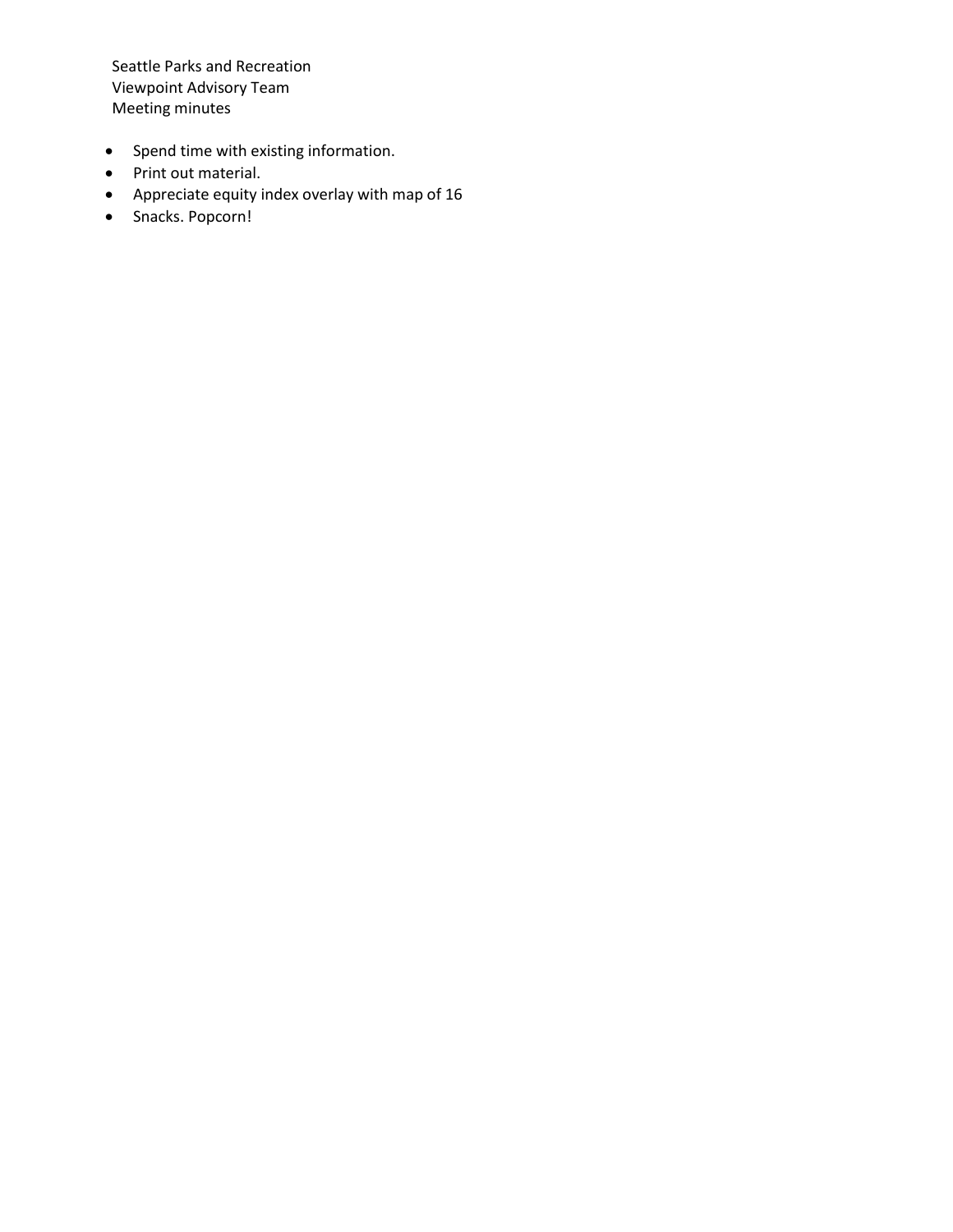- Spend time with existing information.
- Print out material.
- Appreciate equity index overlay with map of 16
- Snacks. Popcorn!